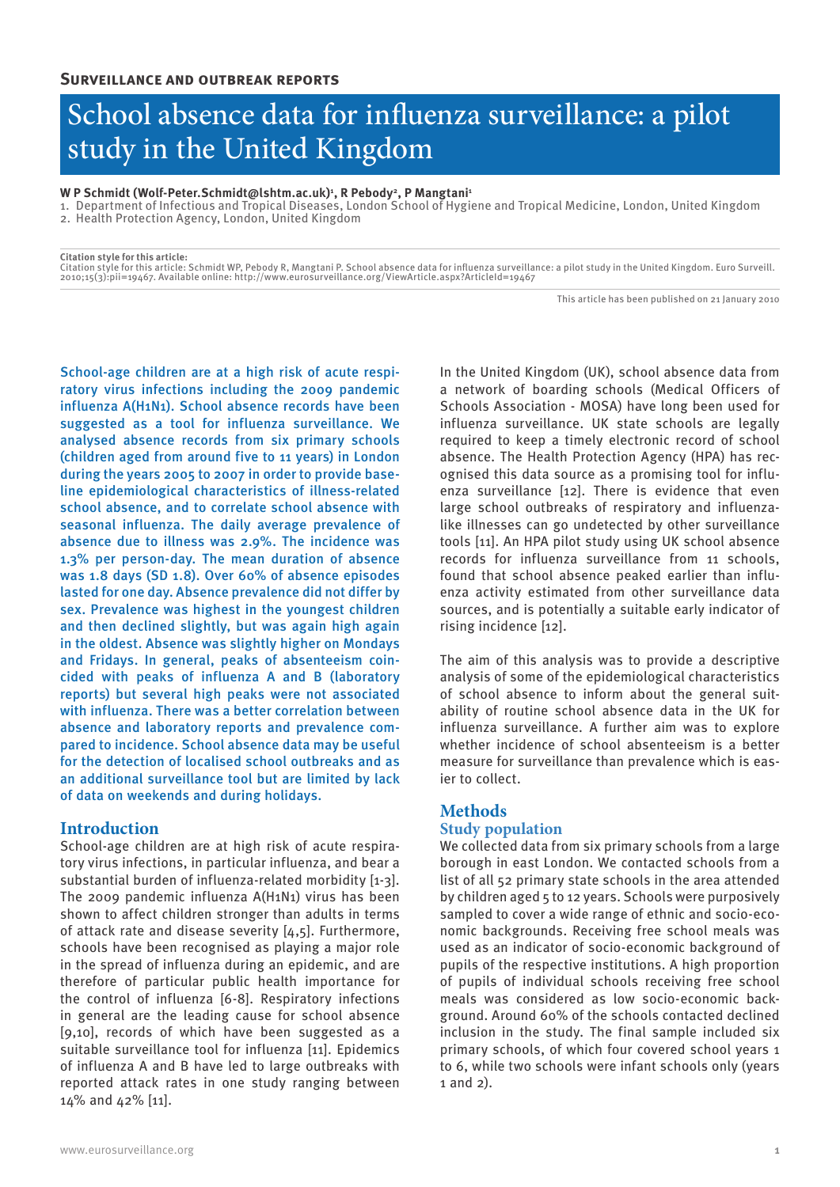**Surveillance and outbreak reports**

# School absence data for influenza surveillance: a pilot study in the United Kingdom

**W P Schmidt (Wolf-Peter.Schmidt@lshtm.ac.uk)[1], R Pebody[2], P Mangtani[1]**

1. Department of Infectious and Tropical Diseases, London School of Hygiene and Tropical Medicine, London, United Kingdom
2. Health Protection Agency, London, United Kingdom

**Citation style for this article:**
Citation style for this article: Schmidt WP, Pebody R, Mangtani P. School absence data for influenza surveillance: a pilot study in the United Kingdom. Euro Surveill. 2010;15(3):pii=19467. Available online: http://www.eurosurveillance.org/ViewArticle.aspx?ArticleId=19467

This article has been published on 21 January 2010

School-age children are at a high risk of acute respiratory virus infections including the 2009 pandemic influenza A(H1N1). School absence records have been suggested as a tool for influenza surveillance. We analysed absence records from six primary schools (children aged from around five to 11 years) in London during the years 2005 to 2007 in order to provide baseline epidemiological characteristics of illness-related school absence, and to correlate school absence with seasonal influenza. The daily average prevalence of absence due to illness was 2.9%. The incidence was 1.3% per person-day. The mean duration of absence was 1.8 days (SD 1.8). Over 60% of absence episodes lasted for one day. Absence prevalence did not differ by sex. Prevalence was highest in the youngest children and then declined slightly, but was again high again in the oldest. Absence was slightly higher on Mondays and Fridays. In general, peaks of absenteeism coincided with peaks of influenza A and B (laboratory reports) but several high peaks were not associated with influenza. There was a better correlation between absence and laboratory reports and prevalence compared to incidence. School absence data may be useful for the detection of localised school outbreaks and as an additional surveillance tool but are limited by lack of data on weekends and during holidays.

## Introduction

School-age children are at high risk of acute respiratory virus infections, in particular influenza, and bear a substantial burden of influenza-related morbidity [1-3]. The 2009 pandemic influenza A(H1N1) virus has been shown to affect children stronger than adults in terms of attack rate and disease severity [4,5]. Furthermore, schools have been recognised as playing a major role in the spread of influenza during an epidemic, and are therefore of particular public health importance for the control of influenza [6-8]. Respiratory infections in general are the leading cause for school absence [9,10], records of which have been suggested as a suitable surveillance tool for influenza [11]. Epidemics of influenza A and B have led to large outbreaks with reported attack rates in one study ranging between 14% and 42% [11].

In the United Kingdom (UK), school absence data from a network of boarding schools (Medical Officers of Schools Association - MOSA) have long been used for influenza surveillance. UK state schools are legally required to keep a timely electronic record of school absence. The Health Protection Agency (HPA) has recognised this data source as a promising tool for influenza surveillance [12]. There is evidence that even large school outbreaks of respiratory and influenza-like illnesses can go undetected by other surveillance tools [11]. An HPA pilot study using UK school absence records for influenza surveillance from 11 schools, found that school absence peaked earlier than influenza activity estimated from other surveillance data sources, and is potentially a suitable early indicator of rising incidence [12].

The aim of this analysis was to provide a descriptive analysis of some of the epidemiological characteristics of school absence to inform about the general suitability of routine school absence data in the UK for influenza surveillance. A further aim was to explore whether incidence of school absenteeism is a better measure for surveillance than prevalence which is easier to collect.

## Methods

### Study population

We collected data from six primary schools from a large borough in east London. We contacted schools from a list of all 52 primary state schools in the area attended by children aged 5 to 12 years. Schools were purposively sampled to cover a wide range of ethnic and socio-economic backgrounds. Receiving free school meals was used as an indicator of socio-economic background of pupils of the respective institutions. A high proportion of pupils of individual schools receiving free school meals was considered as low socio-economic background. Around 60% of the schools contacted declined inclusion in the study. The final sample included six primary schools, of which four covered school years 1 to 6, while two schools were infant schools only (years 1 and 2).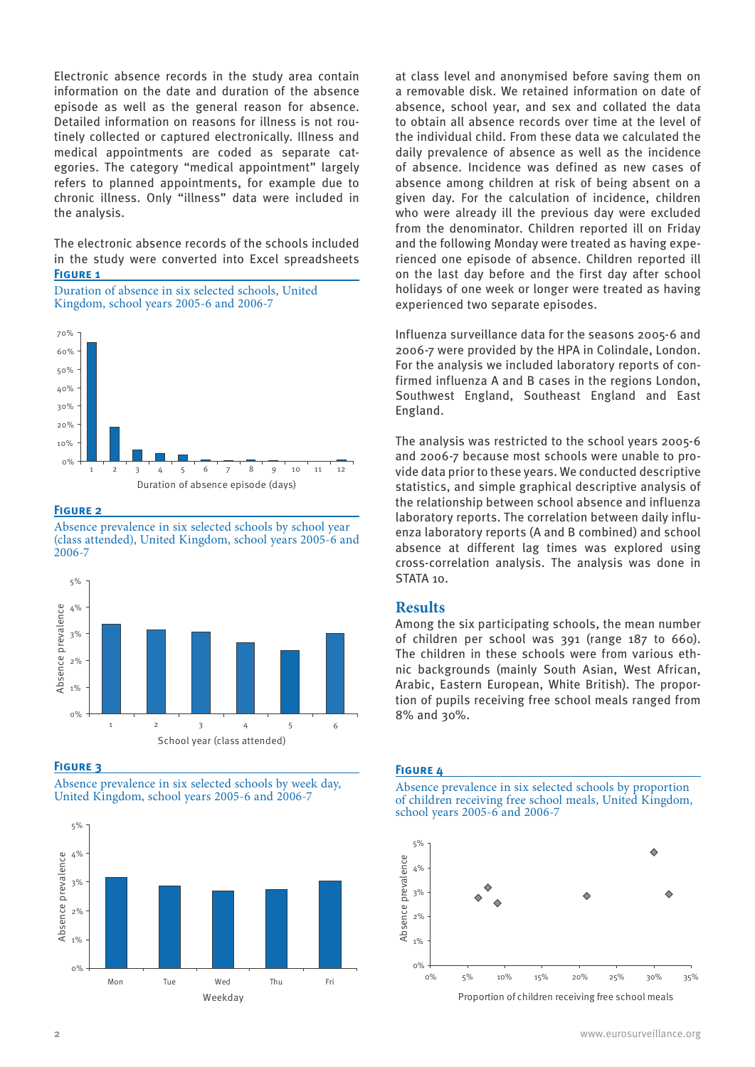Electronic absence records in the study area contain information on the date and duration of the absence episode as well as the general reason for absence. Detailed information on reasons for illness is not routinely collected or captured electronically. Illness and medical appointments are coded as separate categories. The category "medical appointment" largely refers to planned appointments, for example due to chronic illness. Only "illness" data were included in the analysis.

The electronic absence records of the schools included in the study were converted into Excel spreadsheets at class level and anonymised before saving them on a removable disk. We retained information on date of absence, school year, and sex and collated the data to obtain all absence records over time at the level of the individual child. From these data we calculated the daily prevalence of absence as well as the incidence of absence. Incidence was defined as new cases of absence among children at risk of being absent on a given day. For the calculation of incidence, children who were already ill the previous day were excluded from the denominator. Children reported ill on Friday and the following Monday were treated as having experienced one episode of absence. Children reported ill on the last day before and the first day after school holidays of one week or longer were treated as having experienced two separate episodes.

**Figure 1**

Duration of absence in six selected schools, United Kingdom, school years 2005-6 and 2006-7

**Figure 2**

Absence prevalence in six selected schools by school year (class attended), United Kingdom, school years 2005-6 and 2006-7

**Figure 3**

Absence prevalence in six selected schools by week day, United Kingdom, school years 2005-6 and 2006-7

Influenza surveillance data for the seasons 2005-6 and 2006-7 were provided by the HPA in Colindale, London. For the analysis we included laboratory reports of confirmed influenza A and B cases in the regions London, Southwest England, Southeast England and East England.

The analysis was restricted to the school years 2005-6 and 2006-7 because most schools were unable to provide data prior to these years. We conducted descriptive statistics, and simple graphical descriptive analysis of the relationship between school absence and influenza laboratory reports. The correlation between daily influenza laboratory reports (A and B combined) and school absence at different lag times was explored using cross-correlation analysis. The analysis was done in STATA 10.

## Results

Among the six participating schools, the mean number of children per school was 391 (range 187 to 660). The children in these schools were from various ethnic backgrounds (mainly South Asian, West African, Arabic, Eastern European, White British). The proportion of pupils receiving free school meals ranged from 8% and 30%.

**Figure 4**

Absence prevalence in six selected schools by proportion of children receiving free school meals, United Kingdom, school years 2005-6 and 2006-7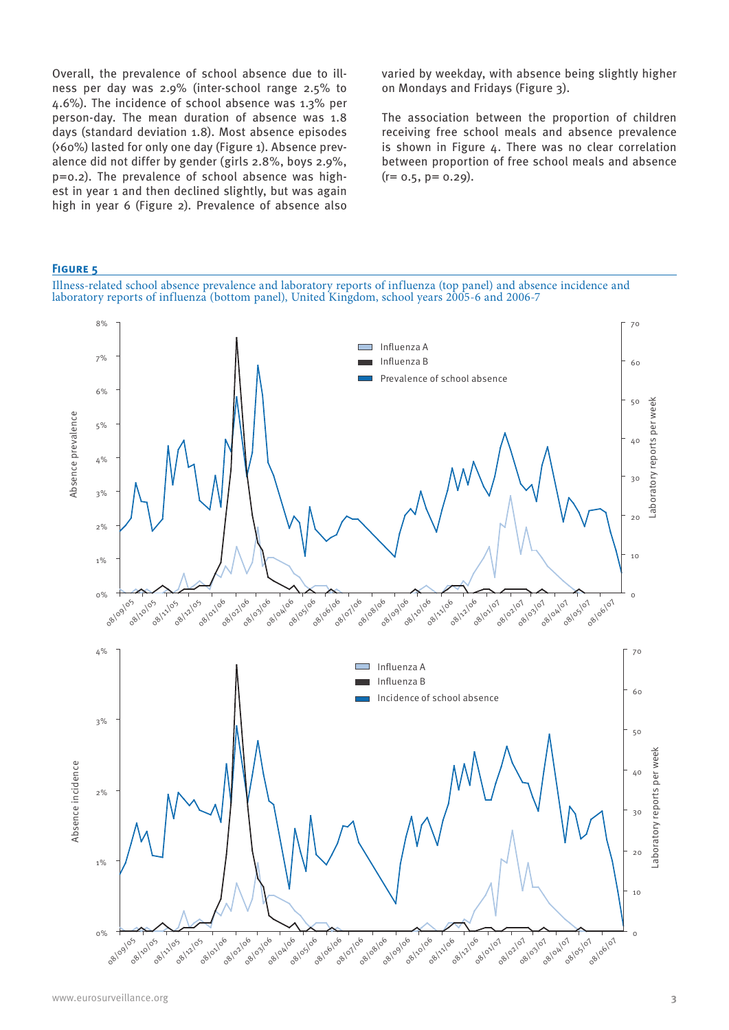Overall, the prevalence of school absence due to illness per day was 2.9% (inter-school range 2.5% to 4.6%). The incidence of school absence was 1.3% per person-day. The mean duration of absence was 1.8 days (standard deviation 1.8). Most absence episodes (>60%) lasted for only one day (Figure 1). Absence prevalence did not differ by gender (girls 2.8%, boys 2.9%, p=0.2). The prevalence of school absence was highest in year 1 and then declined slightly, but was again high in year 6 (Figure 2). Prevalence of absence also varied by weekday, with absence being slightly higher on Mondays and Fridays (Figure 3).

The association between the proportion of children receiving free school meals and absence prevalence is shown in Figure 4. There was no clear correlation between proportion of free school meals and absence (r= 0.5, p= 0.29).

**Figure 5**

Illness-related school absence prevalence and laboratory reports of influenza (top panel) and absence incidence and laboratory reports of influenza (bottom panel), United Kingdom, school years 2005-6 and 2006-7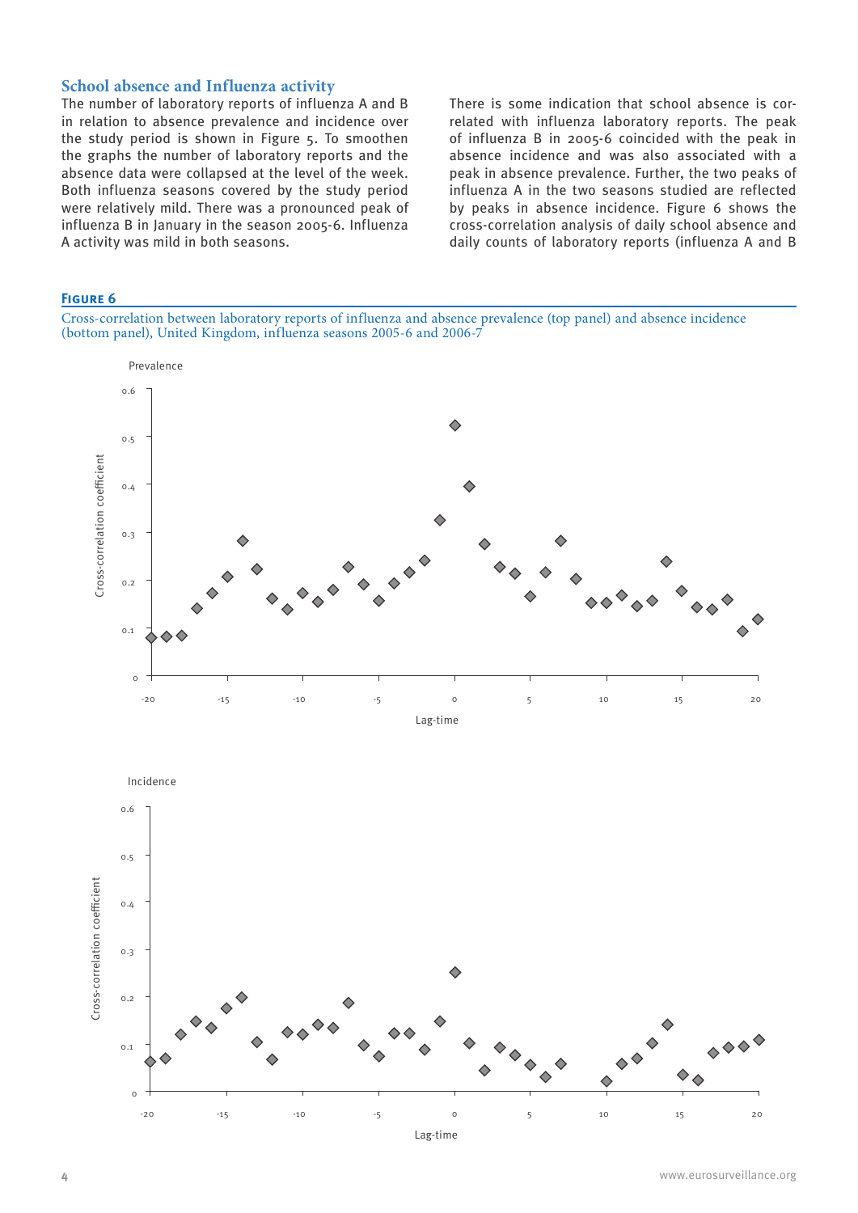## School absence and Influenza activity

The number of laboratory reports of influenza A and B in relation to absence prevalence and incidence over the study period is shown in Figure 5. To smoothen the graphs the number of laboratory reports and the absence data were collapsed at the level of the week. Both influenza seasons covered by the study period were relatively mild. There was a pronounced peak of influenza B in January in the season 2005-6. Influenza A activity was mild in both seasons.

There is some indication that school absence is correlated with influenza laboratory reports. The peak of influenza B in 2005-6 coincided with the peak in absence incidence and was also associated with a peak in absence prevalence. Further, the two peaks of influenza A in the two seasons studied are reflected by peaks in absence incidence. Figure 6 shows the cross-correlation analysis of daily school absence and daily counts of laboratory reports (influenza A and B

**Figure 6**

Cross-correlation between laboratory reports of influenza and absence prevalence (top panel) and absence incidence (bottom panel), United Kingdom, influenza seasons 2005-6 and 2006-7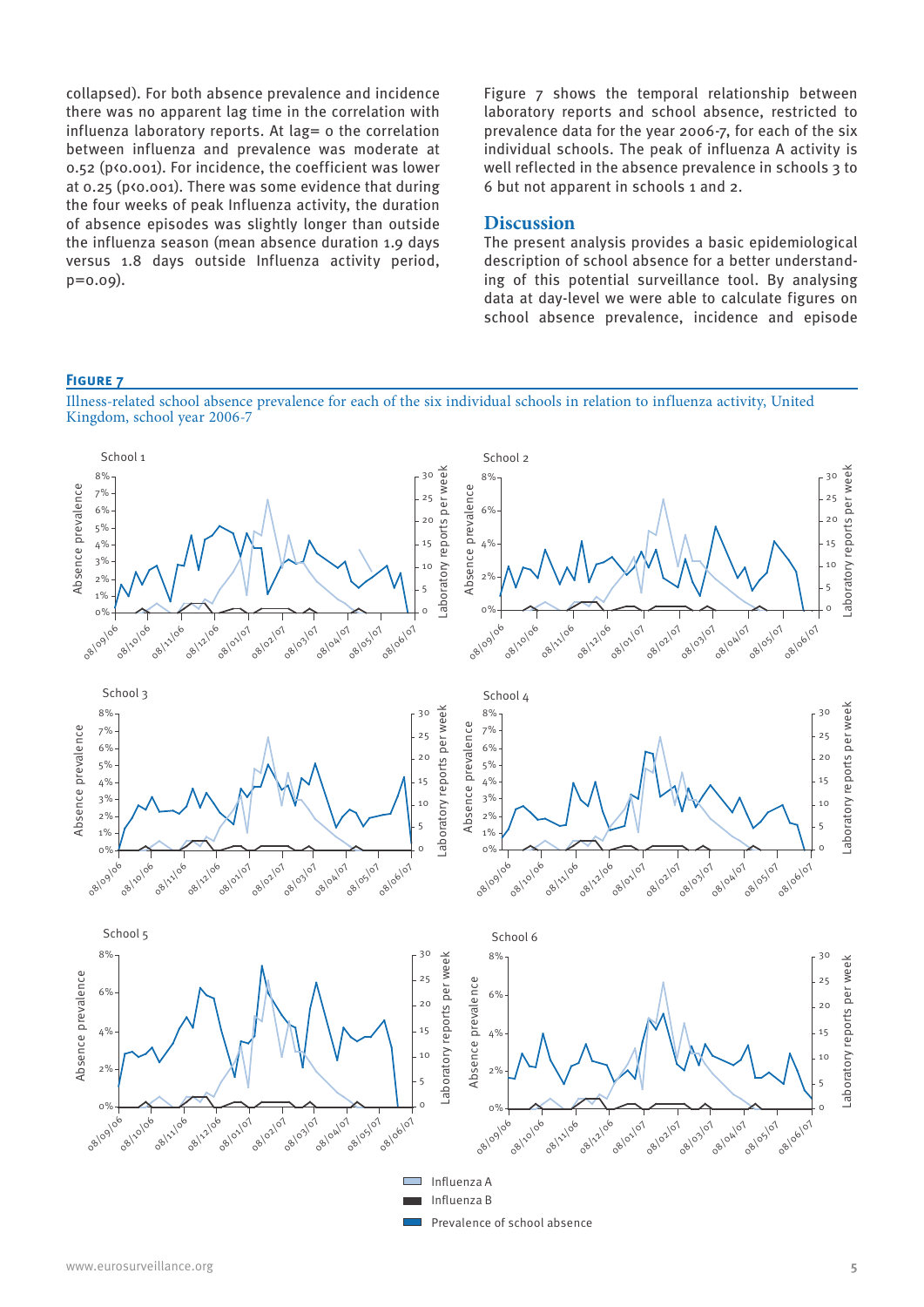collapsed). For both absence prevalence and incidence there was no apparent lag time in the correlation with influenza laboratory reports. At lag= 0 the correlation between influenza and prevalence was moderate at 0.52 ($p<0.001$). For incidence, the coefficient was lower at 0.25 ($p<0.001$). There was some evidence that during the four weeks of peak Influenza activity, the duration of absence episodes was slightly longer than outside the influenza season (mean absence duration 1.9 days versus 1.8 days outside Influenza activity period, $p=0.09$).

Figure 7 shows the temporal relationship between laboratory reports and school absence, restricted to prevalence data for the year 2006-7, for each of the six individual schools. The peak of influenza A activity is well reflected in the absence prevalence in schools 3 to 6 but not apparent in schools 1 and 2.

## Discussion

The present analysis provides a basic epidemiological description of school absence for a better understanding of this potential surveillance tool. By analysing data at day-level we were able to calculate figures on school absence prevalence, incidence and episode

**Figure 7**

Illness-related school absence prevalence for each of the six individual schools in relation to influenza activity, United Kingdom, school year 2006-7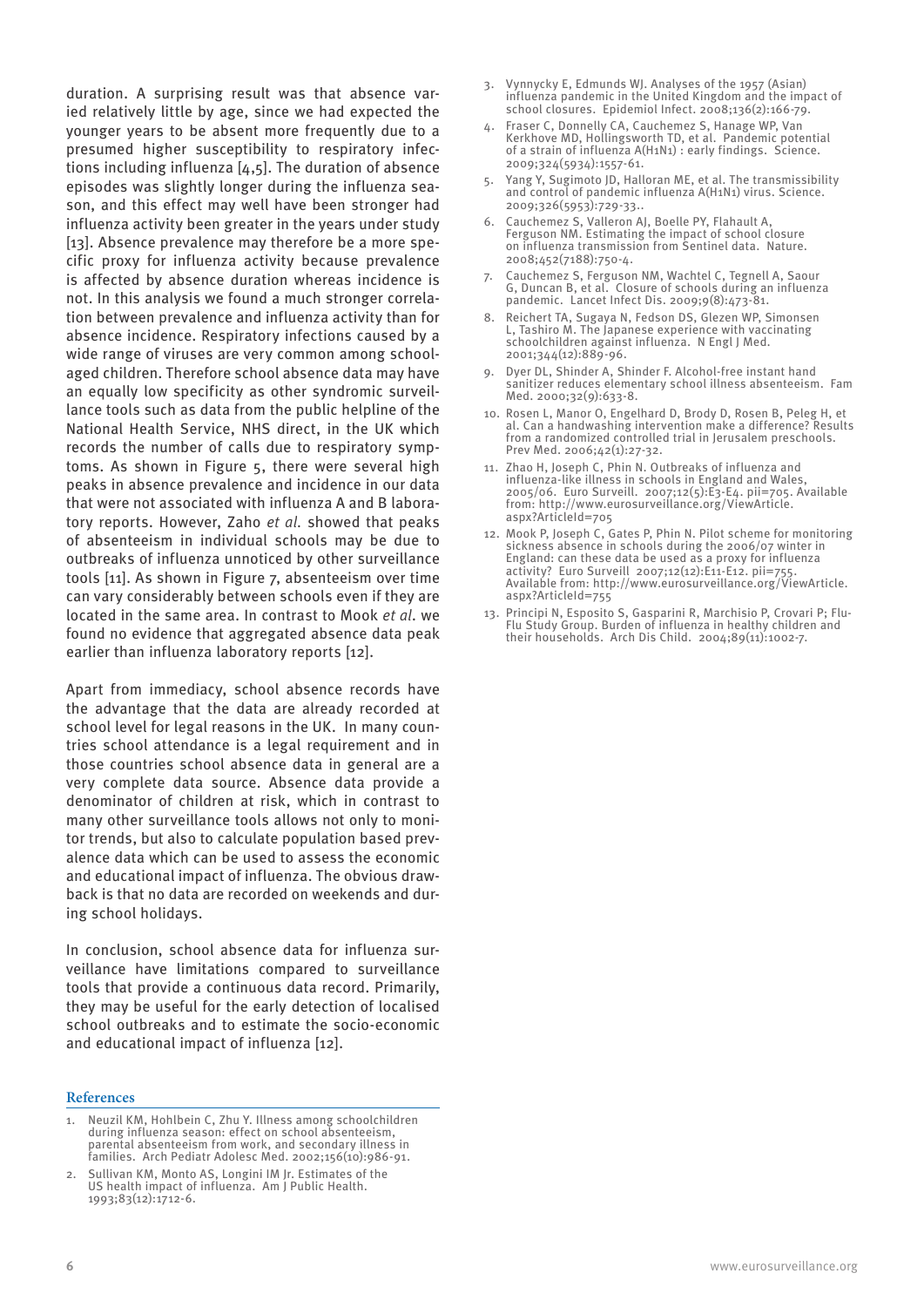duration. A surprising result was that absence varied relatively little by age, since we had expected the younger years to be absent more frequently due to a presumed higher susceptibility to respiratory infections including influenza [4,5]. The duration of absence episodes was slightly longer during the influenza season, and this effect may well have been stronger had influenza activity been greater in the years under study [13]. Absence prevalence may therefore be a more specific proxy for influenza activity because prevalence is affected by absence duration whereas incidence is not. In this analysis we found a much stronger correlation between prevalence and influenza activity than for absence incidence. Respiratory infections caused by a wide range of viruses are very common among school-aged children. Therefore school absence data may have an equally low specificity as other syndromic surveillance tools such as data from the public helpline of the National Health Service, NHS direct, in the UK which records the number of calls due to respiratory symptoms. As shown in Figure 5, there were several high peaks in absence prevalence and incidence in our data that were not associated with influenza A and B laboratory reports. However, Zaho *et al.* showed that peaks of absenteeism in individual schools may be due to outbreaks of influenza unnoticed by other surveillance tools [11]. As shown in Figure 7, absenteeism over time can vary considerably between schools even if they are located in the same area. In contrast to Mook *et al*. we found no evidence that aggregated absence data peak earlier than influenza laboratory reports [12].

Apart from immediacy, school absence records have the advantage that the data are already recorded at school level for legal reasons in the UK. In many countries school attendance is a legal requirement and in those countries school absence data in general are a very complete data source. Absence data provide a denominator of children at risk, which in contrast to many other surveillance tools allows not only to monitor trends, but also to calculate population based prevalence data which can be used to assess the economic and educational impact of influenza. The obvious drawback is that no data are recorded on weekends and during school holidays.

In conclusion, school absence data for influenza surveillance have limitations compared to surveillance tools that provide a continuous data record. Primarily, they may be useful for the early detection of localised school outbreaks and to estimate the socio-economic and educational impact of influenza [12].

## References

1. Neuzil KM, Hohlbein C, Zhu Y. Illness among schoolchildren during influenza season: effect on school absenteeism, parental absenteeism from work, and secondary illness in families. Arch Pediatr Adolesc Med. 2002;156(10):986-91.
2. Sullivan KM, Monto AS, Longini IM Jr. Estimates of the US health impact of influenza. Am J Public Health. 1993;83(12):1712-6.
3. Vynnycky E, Edmunds WJ. Analyses of the 1957 (Asian) influenza pandemic in the United Kingdom and the impact of school closures. Epidemiol Infect. 2008;136(2):166-79.
4. Fraser C, Donnelly CA, Cauchemez S, Hanage WP, Van Kerkhove MD, Hollingsworth TD, et al. Pandemic potential of a strain of influenza A(H1N1) : early findings. Science. 2009;324(5934):1557-61.
5. Yang Y, Sugimoto JD, Halloran ME, et al. The transmissibility and control of pandemic influenza A(H1N1) virus. Science. 2009;326(5953):729-33..
6. Cauchemez S, Valleron AJ, Boelle PY, Flahault A, Ferguson NM. Estimating the impact of school closure on influenza transmission from Sentinel data. Nature. 2008;452(7188):750-4.
7. Cauchemez S, Ferguson NM, Wachtel C, Tegnell A, Saour G, Duncan B, et al. Closure of schools during an influenza pandemic. Lancet Infect Dis. 2009;9(8):473-81.
8. Reichert TA, Sugaya N, Fedson DS, Glezen WP, Simonsen L, Tashiro M. The Japanese experience with vaccinating schoolchildren against influenza. N Engl J Med. 2001;344(12):889-96.
9. Dyer DL, Shinder A, Shinder F. Alcohol-free instant hand sanitizer reduces elementary school illness absenteeism. Fam Med. 2000;32(9):633-8.
10. Rosen L, Manor O, Engelhard D, Brody D, Rosen B, Peleg H, et al. Can a handwashing intervention make a difference? Results from a randomized controlled trial in Jerusalem preschools. Prev Med. 2006;42(1):27-32.
11. Zhao H, Joseph C, Phin N. Outbreaks of influenza and influenza-like illness in schools in England and Wales, 2005/06. Euro Surveill. 2007;12(5):E3-E4. pii=705. Available from: http://www.eurosurveillance.org/ViewArticle.aspx?ArticleId=705
12. Mook P, Joseph C, Gates P, Phin N. Pilot scheme for monitoring sickness absence in schools during the 2006/07 winter in England: can these data be used as a proxy for influenza activity? Euro Surveill 2007;12(12):E11-E12. pii=755. Available from: http://www.eurosurveillance.org/ViewArticle.aspx?ArticleId=755
13. Principi N, Esposito S, Gasparini R, Marchisio P, Crovari P; Flu-Flu Study Group. Burden of influenza in healthy children and their households. Arch Dis Child. 2004;89(11):1002-7.